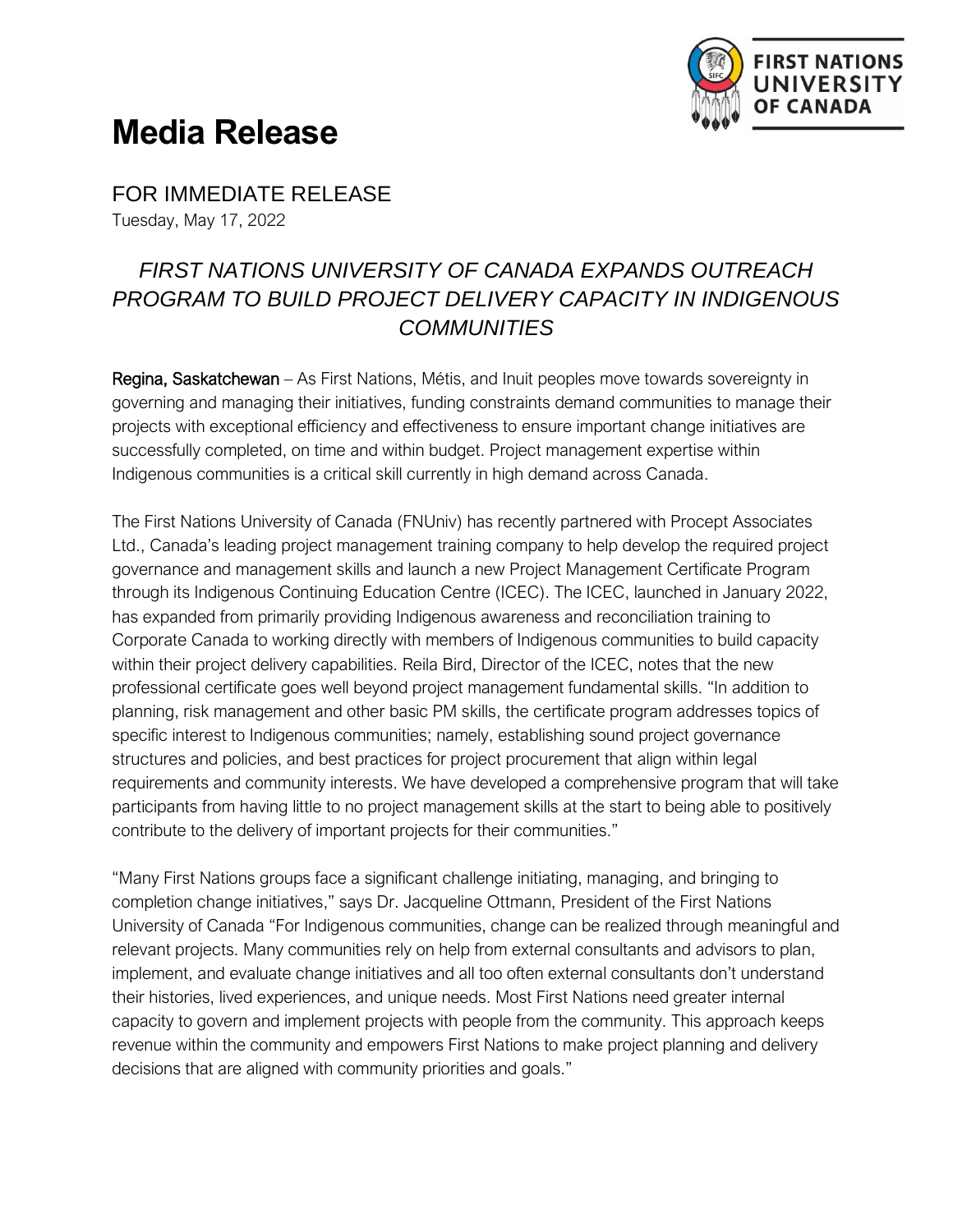# Media Release

FOR IMMEDIATE RELEASE

Tuesday, May 17, 2022

## *FIRST NATIONS UNIVERSITY OF CANADA EXPANDS OUTREACH PROGRAM TO BUILD PROJECT DELIVERY CAPACITY IN INDIGENOUS COMMUNITIES*

**Regina, Saskatchewan** – As First Nations, Métis, and Inuit peoples move towards sovereignty in governing and managing their initiatives, funding constraints demand communities to manage their projects with exceptional efficiency and effectiveness to ensure important change initiatives are successfully completed, on time and within budget. Project management expertise within Indigenous communities is a critical skill currently in high demand across Canada.

The First Nations University of Canada (FNUniv) has recently partnered with Procept Associates Ltd., Canada's leading project management training company to help develop the required project governance and management skills and launch a new Project Management Certificate Program through its Indigenous Continuing Education Centre (ICEC). The ICEC, launched in January 2022, has expanded from primarily providing Indigenous awareness and reconciliation training to Corporate Canada to working directly with members of Indigenous communities to build capacity within their project delivery capabilities. Reila Bird, Director of the ICEC, notes that the new professional certificate goes well beyond project management fundamental skills. "In addition to planning, risk management and other basic PM skills, the certificate program addresses topics of specific interest to Indigenous communities; namely, establishing sound project governance structures and policies, and best practices for project procurement that align within legal requirements and community interests. We have developed a comprehensive program that will take participants from having little to no project management skills at the start to being able to positively contribute to the delivery of important projects for their communities."

"Many First Nations groups face a significant challenge initiating, managing, and bringing to completion change initiatives," says Dr. Jacqueline Ottmann, President of the First Nations University of Canada "For Indigenous communities, change can be realized through meaningful and relevant projects. Many communities rely on help from external consultants and advisors to plan, implement, and evaluate change initiatives and all too often external consultants don't understand their histories, lived experiences, and unique needs. Most First Nations need greater internal capacity to govern and implement projects with people from the community. This approach keeps revenue within the community and empowers First Nations to make project planning and delivery decisions that are aligned with community priorities and goals."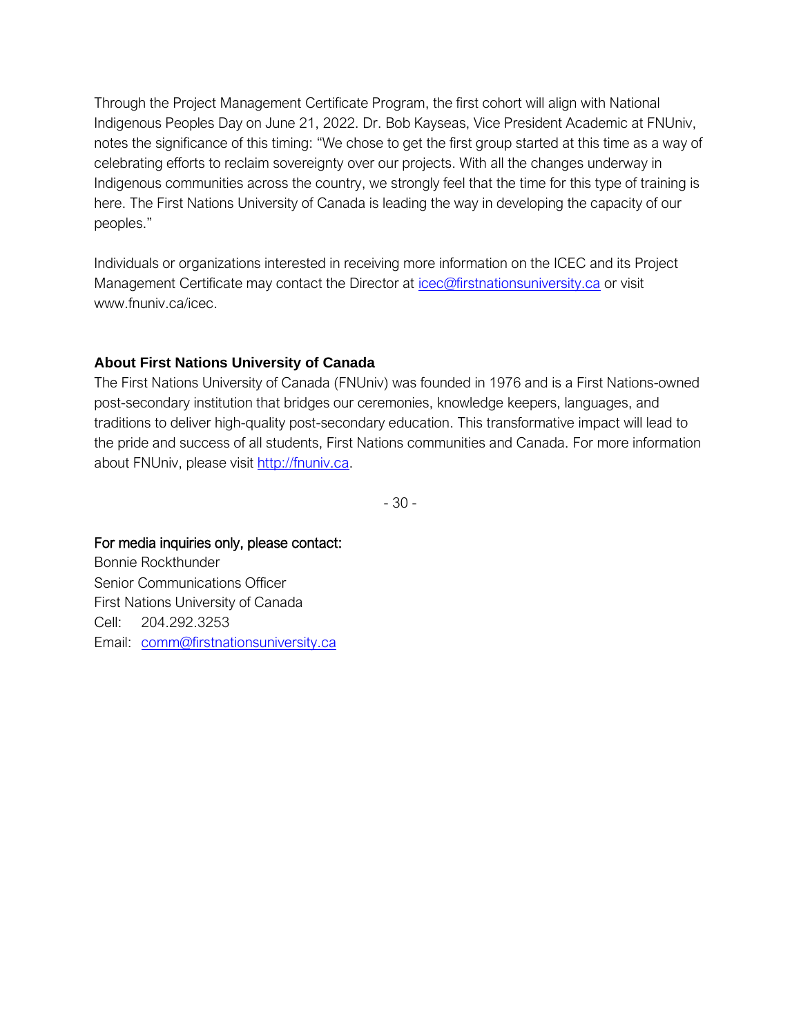Through the Project Management Certificate Program, the first cohort will align with National Indigenous Peoples Day on June 21, 2022. Dr. Bob Kayseas, Vice President Academic at FNUniv, notes the significance of this timing: "We chose to get the first group started at this time as a way of celebrating efforts to reclaim sovereignty over our projects. With all the changes underway in Indigenous communities across the country, we strongly feel that the time for this type of training is here. The First Nations University of Canada is leading the way in developing the capacity of our peoples."

Individuals or organizations interested in receiving more information on the ICEC and its Project Management Certificate may contact the Director at icec@firstnationsuniversity.ca or visit www.fnuniv.ca/icec.

**About First Nations University of Canada**

The First Nations University of Canada (FNUniv) was founded in 1976 and is a First Nations-owned post-secondary institution that bridges our ceremonies, knowledge keepers, languages, and traditions to deliver high-quality post-secondary education. This transformative impact will lead to the pride and success of all students, First Nations communities and Canada. For more information about FNUniv, please visit http://fnuniv.ca.

- 30 -

For media inquiries only, please contact:
Bonnie Rockthunder
Senior Communications Officer
First Nations University of Canada
Cell: 204.292.3253
Email: comm@firstnationsuniversity.ca